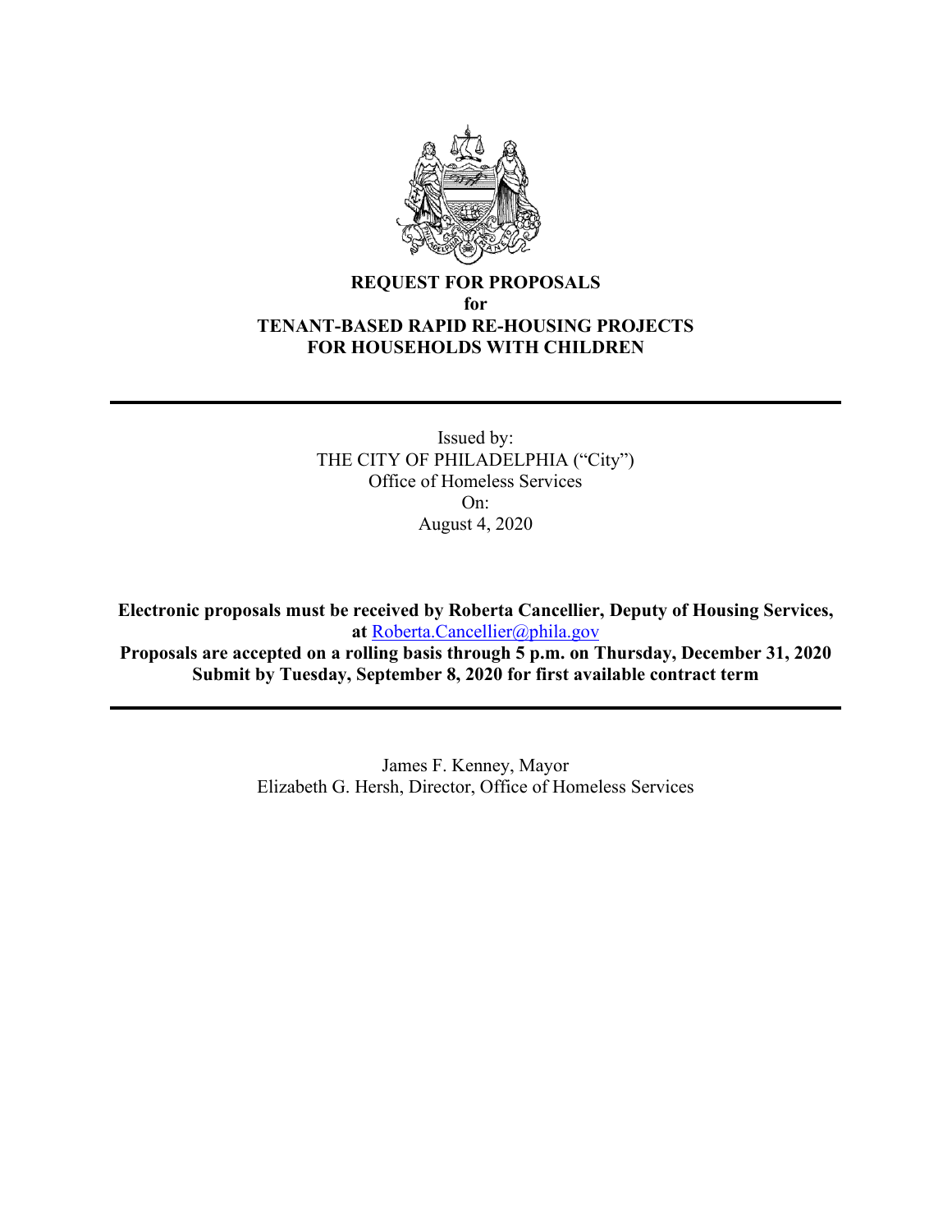# REQUEST FOR PROPOSALS
## for
# TENANT-BASED RAPID RE-HOUSING PROJECTS FOR HOUSEHOLDS WITH CHILDREN

---

Issued by:
THE CITY OF PHILADELPHIA ("City")
Office of Homeless Services
On:
August 4, 2020

**Electronic proposals must be received by Roberta Cancellier, Deputy of Housing Services, at [Roberta.Cancellier@phila.gov](mailto:Roberta.Cancellier@phila.gov)**
**Proposals are accepted on a rolling basis through 5 p.m. on Thursday, December 31, 2020**
**Submit by Tuesday, September 8, 2020 for first available contract term**

---

James F. Kenney, Mayor
Elizabeth G. Hersh, Director, Office of Homeless Services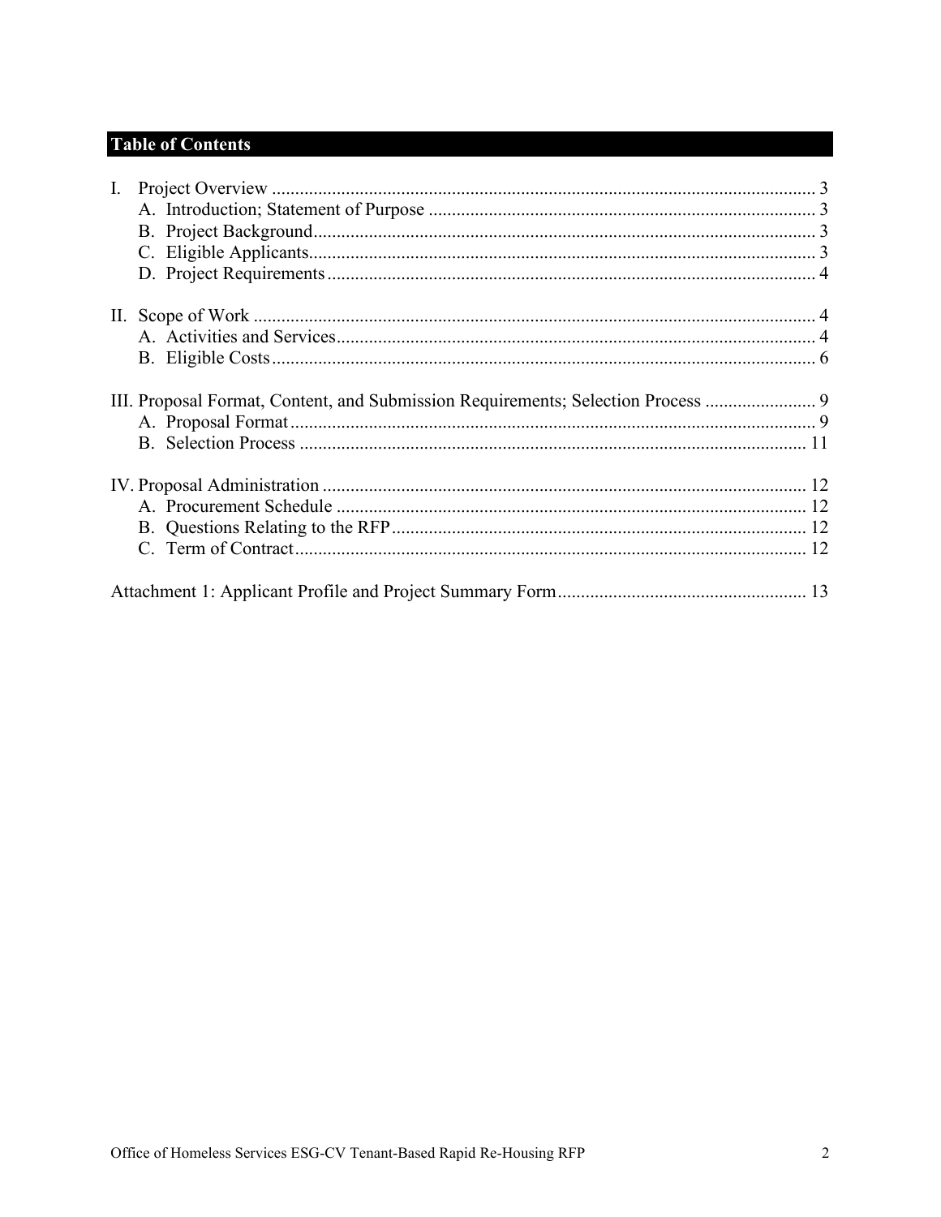## Table of Contents

I. Project Overview ...................................................................................................... 3
   A. Introduction; Statement of Purpose .................................................................... 3
   B. Project Background............................................................................................. 3
   C. Eligible Applicants.............................................................................................. 3
   D. Project Requirements.......................................................................................... 4

II. Scope of Work .......................................................................................................... 4
   A. Activities and Services........................................................................................ 4
   B. Eligible Costs....................................................................................................... 6

III. Proposal Format, Content, and Submission Requirements; Selection Process ........................ 9
   A. Proposal Format.................................................................................................. 9
   B. Selection Process .............................................................................................. 11

IV. Proposal Administration ......................................................................................... 12
   A. Procurement Schedule ...................................................................................... 12
   B. Questions Relating to the RFP.......................................................................... 12
   C. Term of Contract................................................................................................ 12

Attachment 1: Applicant Profile and Project Summary Form...................................................... 13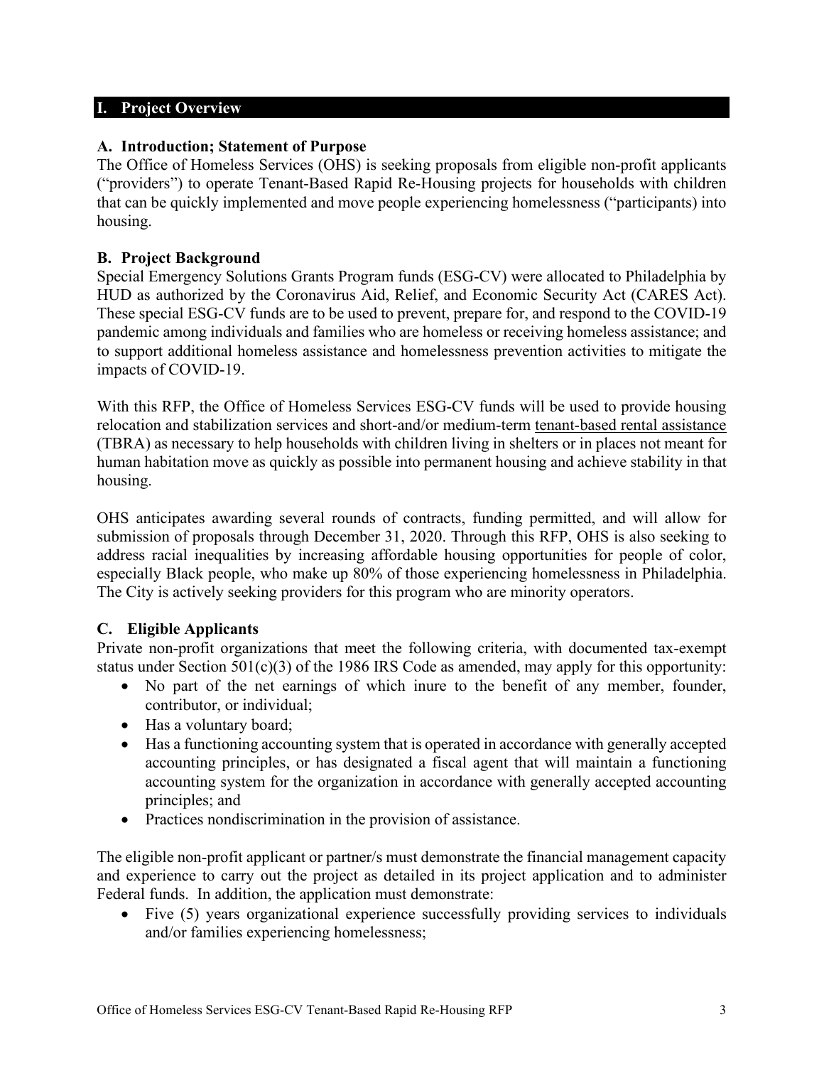## I. Project Overview

### A. Introduction; Statement of Purpose

The Office of Homeless Services (OHS) is seeking proposals from eligible non-profit applicants ("providers") to operate Tenant-Based Rapid Re-Housing projects for households with children that can be quickly implemented and move people experiencing homelessness ("participants) into housing.

### B. Project Background

Special Emergency Solutions Grants Program funds (ESG-CV) were allocated to Philadelphia by HUD as authorized by the Coronavirus Aid, Relief, and Economic Security Act (CARES Act). These special ESG-CV funds are to be used to prevent, prepare for, and respond to the COVID-19 pandemic among individuals and families who are homeless or receiving homeless assistance; and to support additional homeless assistance and homelessness prevention activities to mitigate the impacts of COVID-19.

With this RFP, the Office of Homeless Services ESG-CV funds will be used to provide housing relocation and stabilization services and short-and/or medium-term tenant-based rental assistance (TBRA) as necessary to help households with children living in shelters or in places not meant for human habitation move as quickly as possible into permanent housing and achieve stability in that housing.

OHS anticipates awarding several rounds of contracts, funding permitted, and will allow for submission of proposals through December 31, 2020. Through this RFP, OHS is also seeking to address racial inequalities by increasing affordable housing opportunities for people of color, especially Black people, who make up 80% of those experiencing homelessness in Philadelphia. The City is actively seeking providers for this program who are minority operators.

### C. Eligible Applicants

Private non-profit organizations that meet the following criteria, with documented tax-exempt status under Section 501(c)(3) of the 1986 IRS Code as amended, may apply for this opportunity:

- No part of the net earnings of which inure to the benefit of any member, founder, contributor, or individual;
- Has a voluntary board;
- Has a functioning accounting system that is operated in accordance with generally accepted accounting principles, or has designated a fiscal agent that will maintain a functioning accounting system for the organization in accordance with generally accepted accounting principles; and
- Practices nondiscrimination in the provision of assistance.

The eligible non-profit applicant or partner/s must demonstrate the financial management capacity and experience to carry out the project as detailed in its project application and to administer Federal funds. In addition, the application must demonstrate:

- Five (5) years organizational experience successfully providing services to individuals and/or families experiencing homelessness;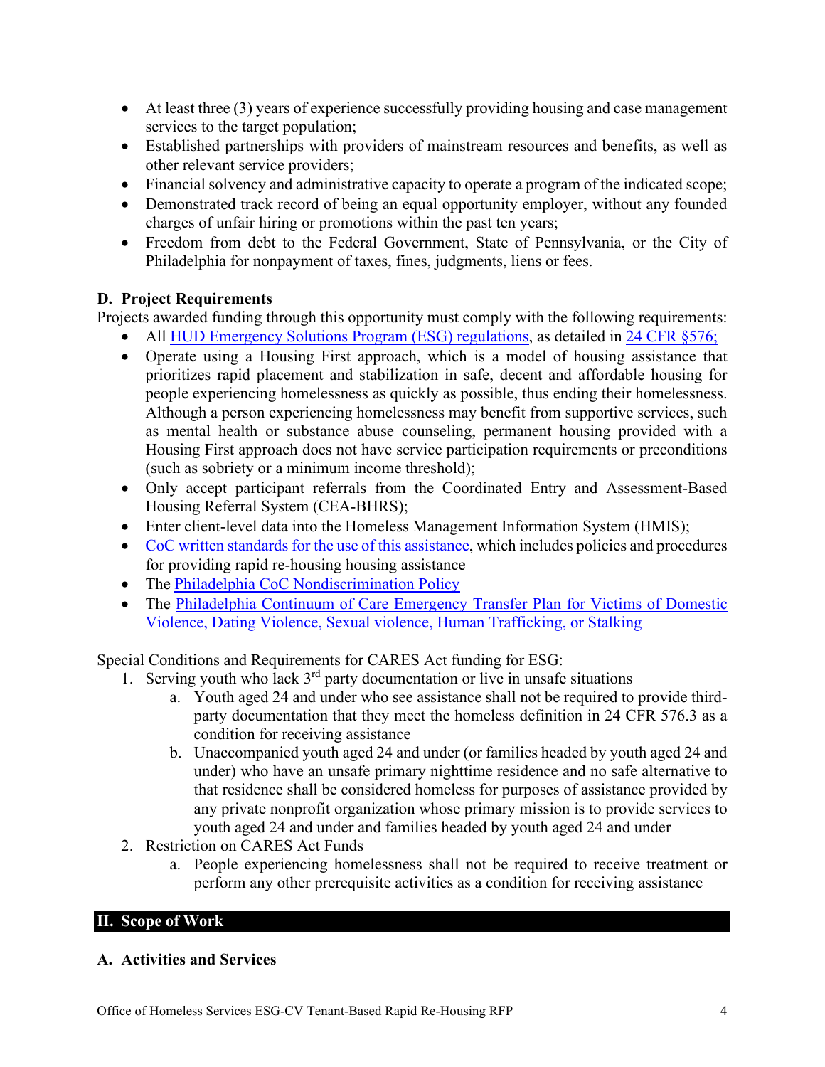- At least three (3) years of experience successfully providing housing and case management services to the target population;
- Established partnerships with providers of mainstream resources and benefits, as well as other relevant service providers;
- Financial solvency and administrative capacity to operate a program of the indicated scope;
- Demonstrated track record of being an equal opportunity employer, without any founded charges of unfair hiring or promotions within the past ten years;
- Freedom from debt to the Federal Government, State of Pennsylvania, or the City of Philadelphia for nonpayment of taxes, fines, judgments, liens or fees.

### D. Project Requirements

Projects awarded funding through this opportunity must comply with the following requirements:

- All HUD Emergency Solutions Program (ESG) regulations, as detailed in 24 CFR §576;
- Operate using a Housing First approach, which is a model of housing assistance that prioritizes rapid placement and stabilization in safe, decent and affordable housing for people experiencing homelessness as quickly as possible, thus ending their homelessness. Although a person experiencing homelessness may benefit from supportive services, such as mental health or substance abuse counseling, permanent housing provided with a Housing First approach does not have service participation requirements or preconditions (such as sobriety or a minimum income threshold);
- Only accept participant referrals from the Coordinated Entry and Assessment-Based Housing Referral System (CEA-BHRS);
- Enter client-level data into the Homeless Management Information System (HMIS);
- CoC written standards for the use of this assistance, which includes policies and procedures for providing rapid re-housing housing assistance
- The Philadelphia CoC Nondiscrimination Policy
- The Philadelphia Continuum of Care Emergency Transfer Plan for Victims of Domestic Violence, Dating Violence, Sexual violence, Human Trafficking, or Stalking

Special Conditions and Requirements for CARES Act funding for ESG:

1. Serving youth who lack 3rd party documentation or live in unsafe situations
   a. Youth aged 24 and under who see assistance shall not be required to provide third-party documentation that they meet the homeless definition in 24 CFR 576.3 as a condition for receiving assistance
   b. Unaccompanied youth aged 24 and under (or families headed by youth aged 24 and under) who have an unsafe primary nighttime residence and no safe alternative to that residence shall be considered homeless for purposes of assistance provided by any private nonprofit organization whose primary mission is to provide services to youth aged 24 and under and families headed by youth aged 24 and under
2. Restriction on CARES Act Funds
   a. People experiencing homelessness shall not be required to receive treatment or perform any other prerequisite activities as a condition for receiving assistance

## II. Scope of Work

### A. Activities and Services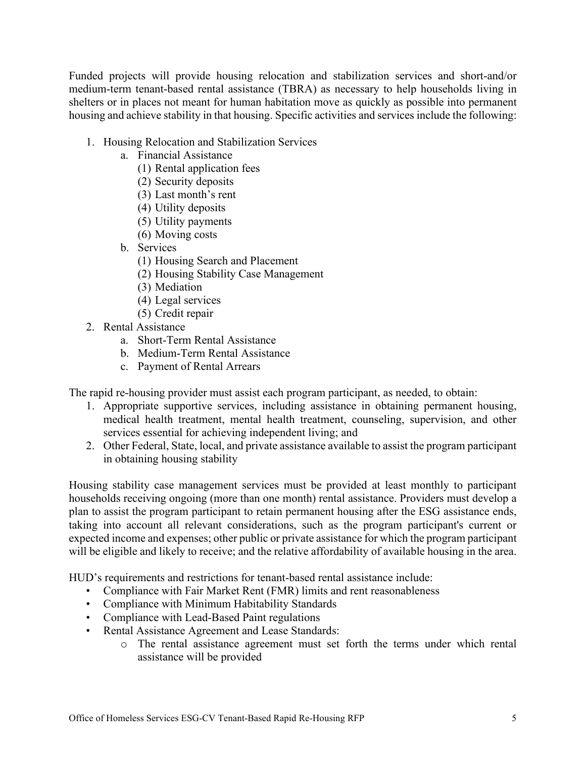Funded projects will provide housing relocation and stabilization services and short-and/or medium-term tenant-based rental assistance (TBRA) as necessary to help households living in shelters or in places not meant for human habitation move as quickly as possible into permanent housing and achieve stability in that housing. Specific activities and services include the following:

1. Housing Relocation and Stabilization Services
   a. Financial Assistance
      (1) Rental application fees
      (2) Security deposits
      (3) Last month's rent
      (4) Utility deposits
      (5) Utility payments
      (6) Moving costs
   b. Services
      (1) Housing Search and Placement
      (2) Housing Stability Case Management
      (3) Mediation
      (4) Legal services
      (5) Credit repair
2. Rental Assistance
   a. Short-Term Rental Assistance
   b. Medium-Term Rental Assistance
   c. Payment of Rental Arrears

The rapid re-housing provider must assist each program participant, as needed, to obtain:

1. Appropriate supportive services, including assistance in obtaining permanent housing, medical health treatment, mental health treatment, counseling, supervision, and other services essential for achieving independent living; and
2. Other Federal, State, local, and private assistance available to assist the program participant in obtaining housing stability

Housing stability case management services must be provided at least monthly to participant households receiving ongoing (more than one month) rental assistance. Providers must develop a plan to assist the program participant to retain permanent housing after the ESG assistance ends, taking into account all relevant considerations, such as the program participant's current or expected income and expenses; other public or private assistance for which the program participant will be eligible and likely to receive; and the relative affordability of available housing in the area.

HUD's requirements and restrictions for tenant-based rental assistance include:

- Compliance with Fair Market Rent (FMR) limits and rent reasonableness
- Compliance with Minimum Habitability Standards
- Compliance with Lead-Based Paint regulations
- Rental Assistance Agreement and Lease Standards:
  - The rental assistance agreement must set forth the terms under which rental assistance will be provided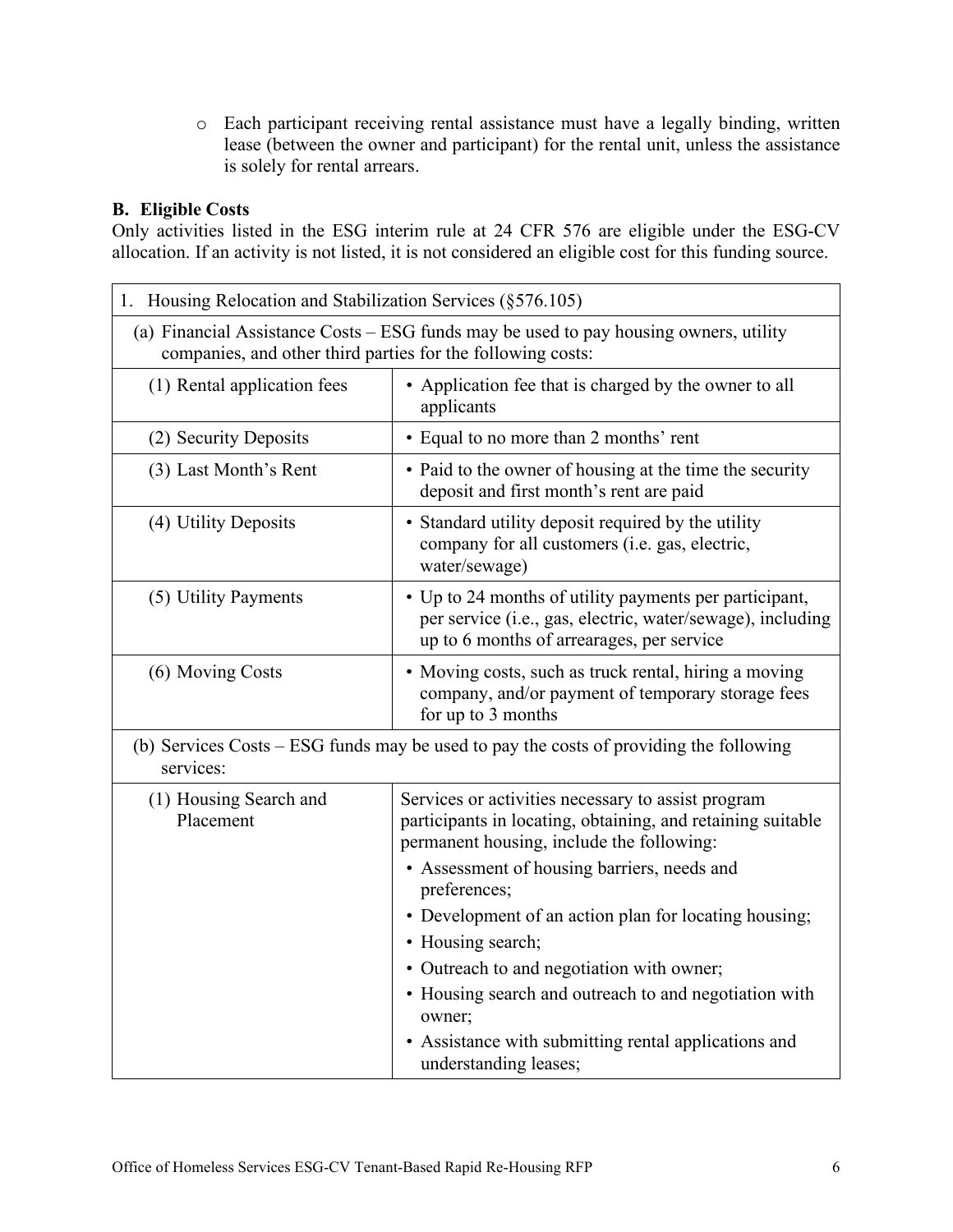- Each participant receiving rental assistance must have a legally binding, written lease (between the owner and participant) for the rental unit, unless the assistance is solely for rental arrears.

**B. Eligible Costs**

Only activities listed in the ESG interim rule at 24 CFR 576 are eligible under the ESG-CV allocation. If an activity is not listed, it is not considered an eligible cost for this funding source.

| 1. Housing Relocation and Stabilization Services (§576.105) | |
|---|---|
| (a) Financial Assistance Costs – ESG funds may be used to pay housing owners, utility companies, and other third parties for the following costs: | |
| (1) Rental application fees | • Application fee that is charged by the owner to all applicants |
| (2) Security Deposits | • Equal to no more than 2 months' rent |
| (3) Last Month's Rent | • Paid to the owner of housing at the time the security deposit and first month's rent are paid |
| (4) Utility Deposits | • Standard utility deposit required by the utility company for all customers (i.e. gas, electric, water/sewage) |
| (5) Utility Payments | • Up to 24 months of utility payments per participant, per service (i.e., gas, electric, water/sewage), including up to 6 months of arrearages, per service |
| (6) Moving Costs | • Moving costs, such as truck rental, hiring a moving company, and/or payment of temporary storage fees for up to 3 months |
| (b) Services Costs – ESG funds may be used to pay the costs of providing the following services: | |
| (1) Housing Search and Placement | Services or activities necessary to assist program participants in locating, obtaining, and retaining suitable permanent housing, include the following:<br>• Assessment of housing barriers, needs and preferences;<br>• Development of an action plan for locating housing;<br>• Housing search;<br>• Outreach to and negotiation with owner;<br>• Housing search and outreach to and negotiation with owner;<br>• Assistance with submitting rental applications and understanding leases; |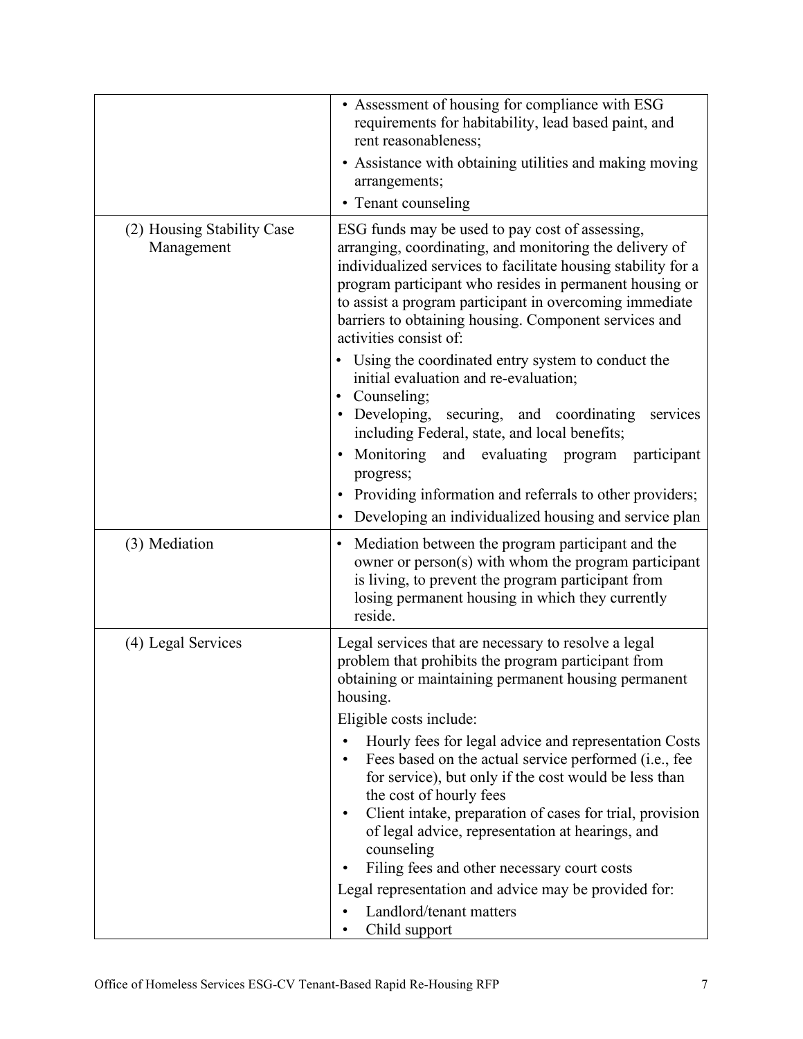| | |
|---|---|
| | • Assessment of housing for compliance with ESG requirements for habitability, lead based paint, and rent reasonableness;<br>• Assistance with obtaining utilities and making moving arrangements;<br>• Tenant counseling |
| (2) Housing Stability Case Management | ESG funds may be used to pay cost of assessing, arranging, coordinating, and monitoring the delivery of individualized services to facilitate housing stability for a program participant who resides in permanent housing or to assist a program participant in overcoming immediate barriers to obtaining housing. Component services and activities consist of:<br>• Using the coordinated entry system to conduct the initial evaluation and re-evaluation;<br>• Counseling;<br>• Developing, securing, and coordinating services including Federal, state, and local benefits;<br>• Monitoring and evaluating program participant progress;<br>• Providing information and referrals to other providers;<br>• Developing an individualized housing and service plan |
| (3) Mediation | • Mediation between the program participant and the owner or person(s) with whom the program participant is living, to prevent the program participant from losing permanent housing in which they currently reside. |
| (4) Legal Services | Legal services that are necessary to resolve a legal problem that prohibits the program participant from obtaining or maintaining permanent housing permanent housing.<br>Eligible costs include:<br>• Hourly fees for legal advice and representation Costs<br>• Fees based on the actual service performed (i.e., fee for service), but only if the cost would be less than the cost of hourly fees<br>• Client intake, preparation of cases for trial, provision of legal advice, representation at hearings, and counseling<br>• Filing fees and other necessary court costs<br>Legal representation and advice may be provided for:<br>• Landlord/tenant matters<br>• Child support |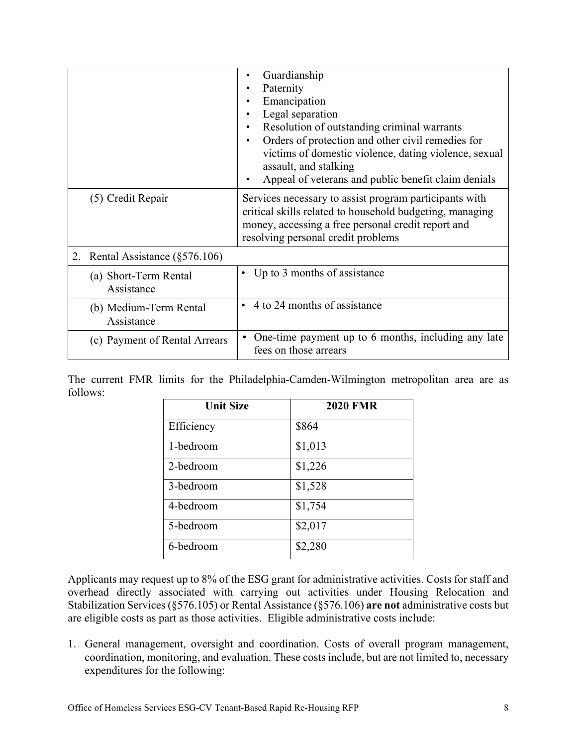| | |
|---|---|
| | • Guardianship<br>• Paternity<br>• Emancipation<br>• Legal separation<br>• Resolution of outstanding criminal warrants<br>• Orders of protection and other civil remedies for victims of domestic violence, dating violence, sexual assault, and stalking<br>• Appeal of veterans and public benefit claim denials |
| (5) Credit Repair | Services necessary to assist program participants with critical skills related to household budgeting, managing money, accessing a free personal credit report and resolving personal credit problems |
| 2. Rental Assistance (§576.106) | |
| (a) Short-Term Rental Assistance | • Up to 3 months of assistance |
| (b) Medium-Term Rental Assistance | • 4 to 24 months of assistance |
| (c) Payment of Rental Arrears | • One-time payment up to 6 months, including any late fees on those arrears |

The current FMR limits for the Philadelphia-Camden-Wilmington metropolitan area are as follows:

| Unit Size | 2020 FMR |
|---|---|
| Efficiency | $864 |
| 1-bedroom | $1,013 |
| 2-bedroom | $1,226 |
| 3-bedroom | $1,528 |
| 4-bedroom | $1,754 |
| 5-bedroom | $2,017 |
| 6-bedroom | $2,280 |

Applicants may request up to 8% of the ESG grant for administrative activities. Costs for staff and overhead directly associated with carrying out activities under Housing Relocation and Stabilization Services (§576.105) or Rental Assistance (§576.106) **are not** administrative costs but are eligible costs as part as those activities. Eligible administrative costs include:

1. General management, oversight and coordination. Costs of overall program management, coordination, monitoring, and evaluation. These costs include, but are not limited to, necessary expenditures for the following: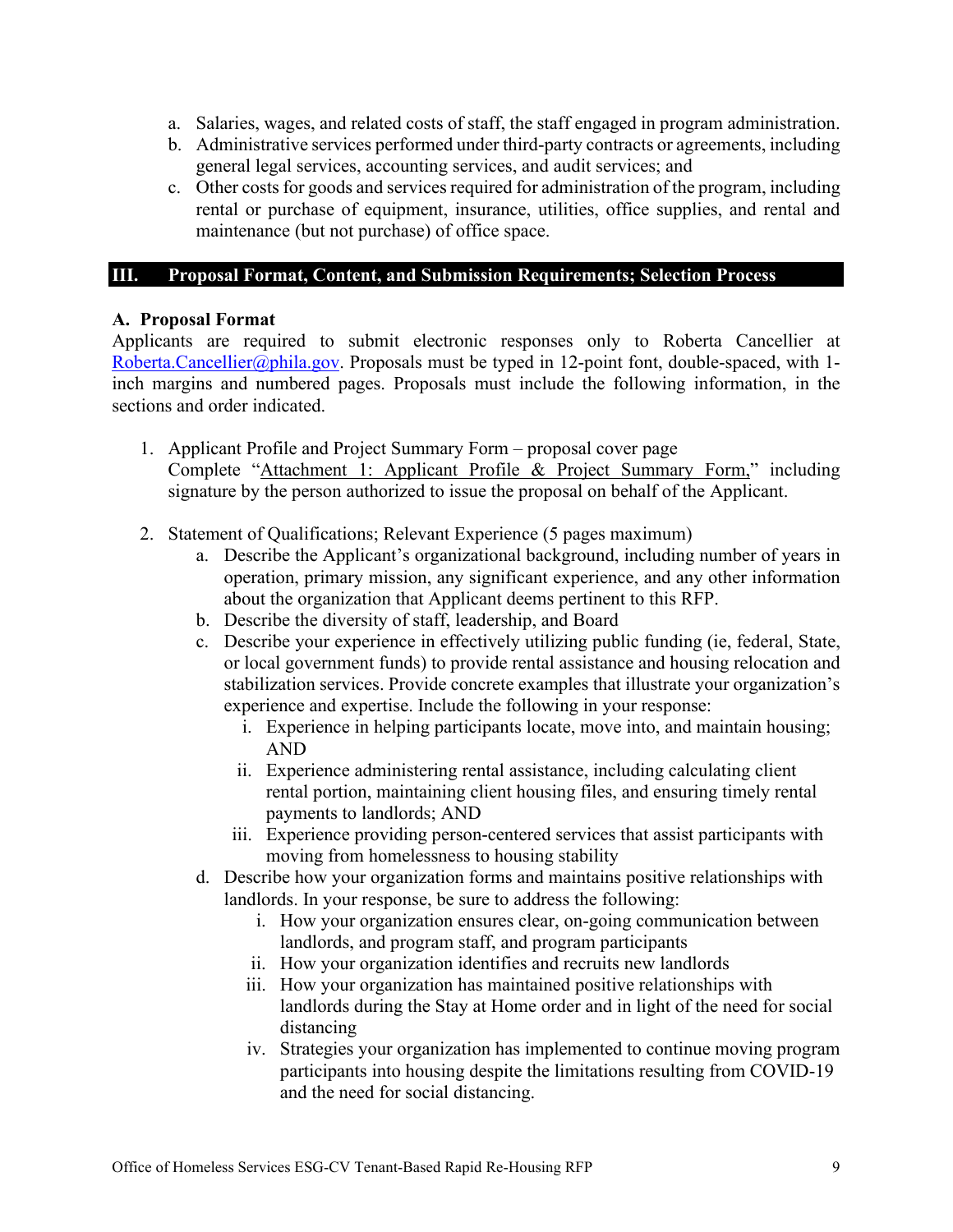a. Salaries, wages, and related costs of staff, the staff engaged in program administration.
b. Administrative services performed under third-party contracts or agreements, including general legal services, accounting services, and audit services; and
c. Other costs for goods and services required for administration of the program, including rental or purchase of equipment, insurance, utilities, office supplies, and rental and maintenance (but not purchase) of office space.

## III. Proposal Format, Content, and Submission Requirements; Selection Process

### A. Proposal Format

Applicants are required to submit electronic responses only to Roberta Cancellier at Roberta.Cancellier@phila.gov. Proposals must be typed in 12-point font, double-spaced, with 1-inch margins and numbered pages. Proposals must include the following information, in the sections and order indicated.

1. Applicant Profile and Project Summary Form – proposal cover page
   Complete "Attachment 1: Applicant Profile & Project Summary Form," including signature by the person authorized to issue the proposal on behalf of the Applicant.

2. Statement of Qualifications; Relevant Experience (5 pages maximum)
   a. Describe the Applicant's organizational background, including number of years in operation, primary mission, any significant experience, and any other information about the organization that Applicant deems pertinent to this RFP.
   b. Describe the diversity of staff, leadership, and Board
   c. Describe your experience in effectively utilizing public funding (ie, federal, State, or local government funds) to provide rental assistance and housing relocation and stabilization services. Provide concrete examples that illustrate your organization's experience and expertise. Include the following in your response:
      i. Experience in helping participants locate, move into, and maintain housing; AND
      ii. Experience administering rental assistance, including calculating client rental portion, maintaining client housing files, and ensuring timely rental payments to landlords; AND
      iii. Experience providing person-centered services that assist participants with moving from homelessness to housing stability
   d. Describe how your organization forms and maintains positive relationships with landlords. In your response, be sure to address the following:
      i. How your organization ensures clear, on-going communication between landlords, and program staff, and program participants
      ii. How your organization identifies and recruits new landlords
      iii. How your organization has maintained positive relationships with landlords during the Stay at Home order and in light of the need for social distancing
      iv. Strategies your organization has implemented to continue moving program participants into housing despite the limitations resulting from COVID-19 and the need for social distancing.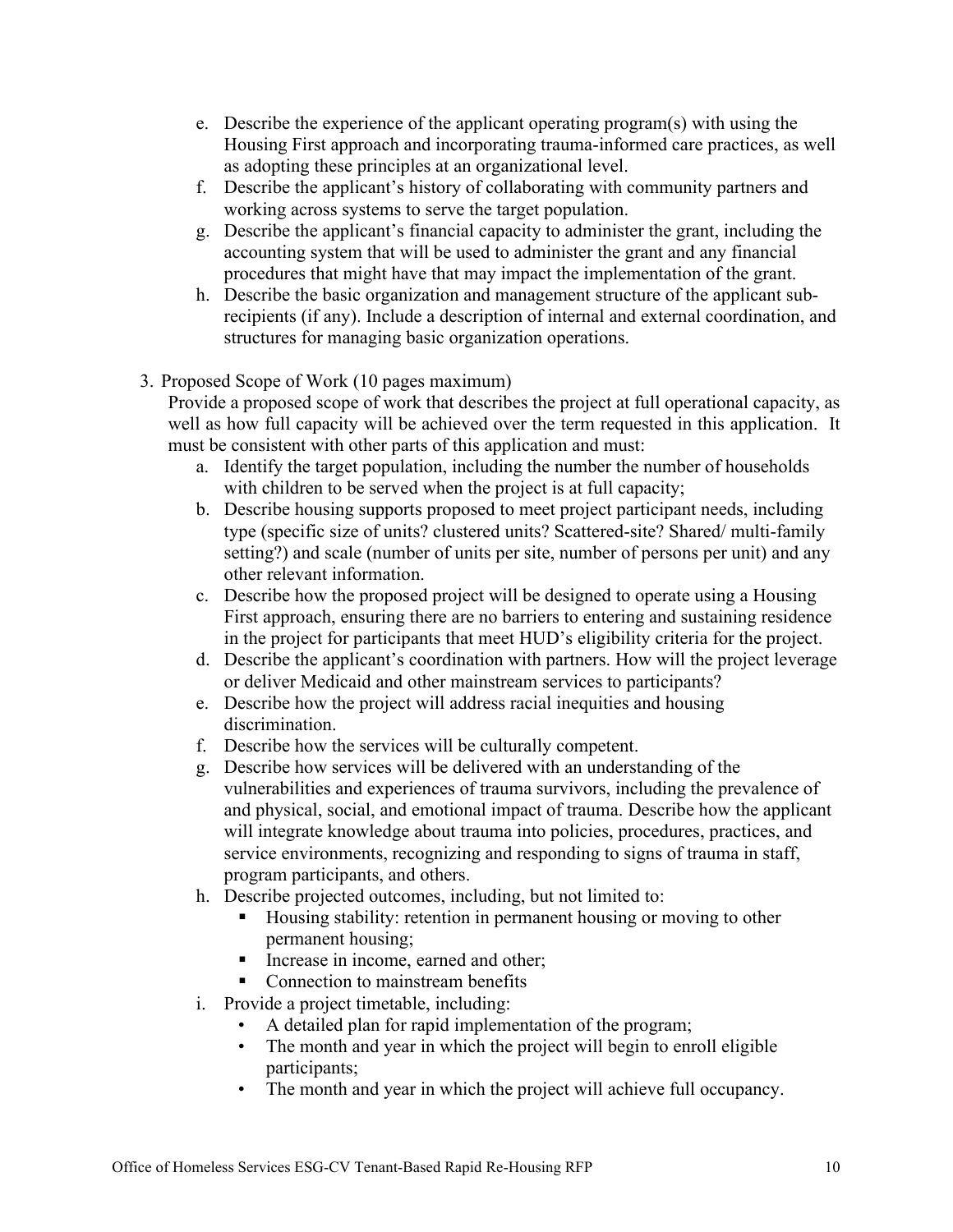e. Describe the experience of the applicant operating program(s) with using the Housing First approach and incorporating trauma-informed care practices, as well as adopting these principles at an organizational level.
f. Describe the applicant's history of collaborating with community partners and working across systems to serve the target population.
g. Describe the applicant's financial capacity to administer the grant, including the accounting system that will be used to administer the grant and any financial procedures that might have that may impact the implementation of the grant.
h. Describe the basic organization and management structure of the applicant sub-recipients (if any). Include a description of internal and external coordination, and structures for managing basic organization operations.

3. Proposed Scope of Work (10 pages maximum)
   Provide a proposed scope of work that describes the project at full operational capacity, as well as how full capacity will be achieved over the term requested in this application. It must be consistent with other parts of this application and must:
   a. Identify the target population, including the number the number of households with children to be served when the project is at full capacity;
   b. Describe housing supports proposed to meet project participant needs, including type (specific size of units? clustered units? Scattered-site? Shared/ multi-family setting?) and scale (number of units per site, number of persons per unit) and any other relevant information.
   c. Describe how the proposed project will be designed to operate using a Housing First approach, ensuring there are no barriers to entering and sustaining residence in the project for participants that meet HUD's eligibility criteria for the project.
   d. Describe the applicant's coordination with partners. How will the project leverage or deliver Medicaid and other mainstream services to participants?
   e. Describe how the project will address racial inequities and housing discrimination.
   f. Describe how the services will be culturally competent.
   g. Describe how services will be delivered with an understanding of the vulnerabilities and experiences of trauma survivors, including the prevalence of and physical, social, and emotional impact of trauma. Describe how the applicant will integrate knowledge about trauma into policies, procedures, practices, and service environments, recognizing and responding to signs of trauma in staff, program participants, and others.
   h. Describe projected outcomes, including, but not limited to:
      - Housing stability: retention in permanent housing or moving to other permanent housing;
      - Increase in income, earned and other;
      - Connection to mainstream benefits
   i. Provide a project timetable, including:
      - A detailed plan for rapid implementation of the program;
      - The month and year in which the project will begin to enroll eligible participants;
      - The month and year in which the project will achieve full occupancy.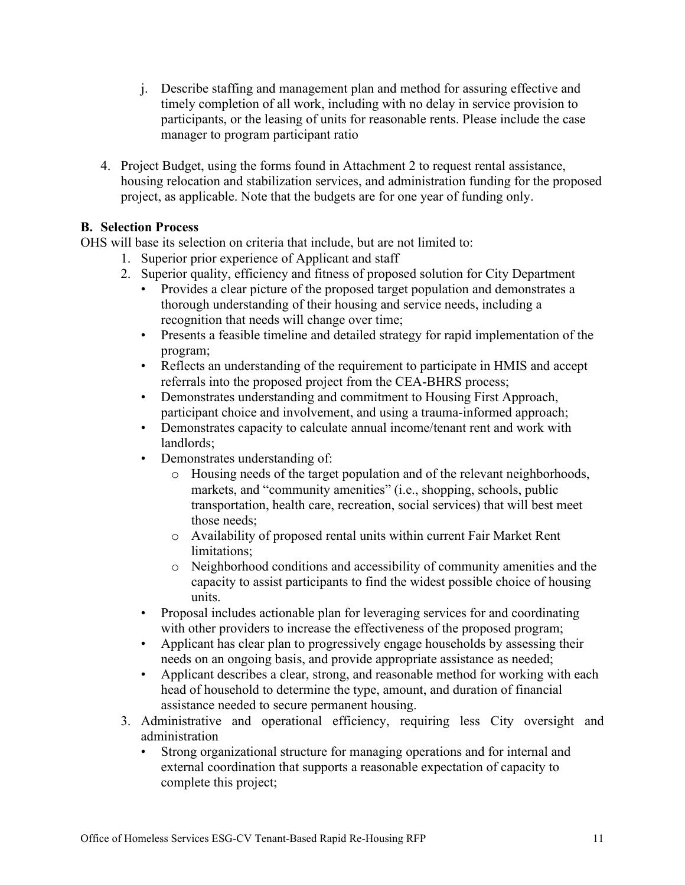j. Describe staffing and management plan and method for assuring effective and timely completion of all work, including with no delay in service provision to participants, or the leasing of units for reasonable rents. Please include the case manager to program participant ratio

4. Project Budget, using the forms found in Attachment 2 to request rental assistance, housing relocation and stabilization services, and administration funding for the proposed project, as applicable. Note that the budgets are for one year of funding only.

**B. Selection Process**

OHS will base its selection on criteria that include, but are not limited to:

1. Superior prior experience of Applicant and staff
2. Superior quality, efficiency and fitness of proposed solution for City Department
   - Provides a clear picture of the proposed target population and demonstrates a thorough understanding of their housing and service needs, including a recognition that needs will change over time;
   - Presents a feasible timeline and detailed strategy for rapid implementation of the program;
   - Reflects an understanding of the requirement to participate in HMIS and accept referrals into the proposed project from the CEA-BHRS process;
   - Demonstrates understanding and commitment to Housing First Approach, participant choice and involvement, and using a trauma-informed approach;
   - Demonstrates capacity to calculate annual income/tenant rent and work with landlords;
   - Demonstrates understanding of:
     - Housing needs of the target population and of the relevant neighborhoods, markets, and "community amenities" (i.e., shopping, schools, public transportation, health care, recreation, social services) that will best meet those needs;
     - Availability of proposed rental units within current Fair Market Rent limitations;
     - Neighborhood conditions and accessibility of community amenities and the capacity to assist participants to find the widest possible choice of housing units.
   - Proposal includes actionable plan for leveraging services for and coordinating with other providers to increase the effectiveness of the proposed program;
   - Applicant has clear plan to progressively engage households by assessing their needs on an ongoing basis, and provide appropriate assistance as needed;
   - Applicant describes a clear, strong, and reasonable method for working with each head of household to determine the type, amount, and duration of financial assistance needed to secure permanent housing.
3. Administrative and operational efficiency, requiring less City oversight and administration
   - Strong organizational structure for managing operations and for internal and external coordination that supports a reasonable expectation of capacity to complete this project;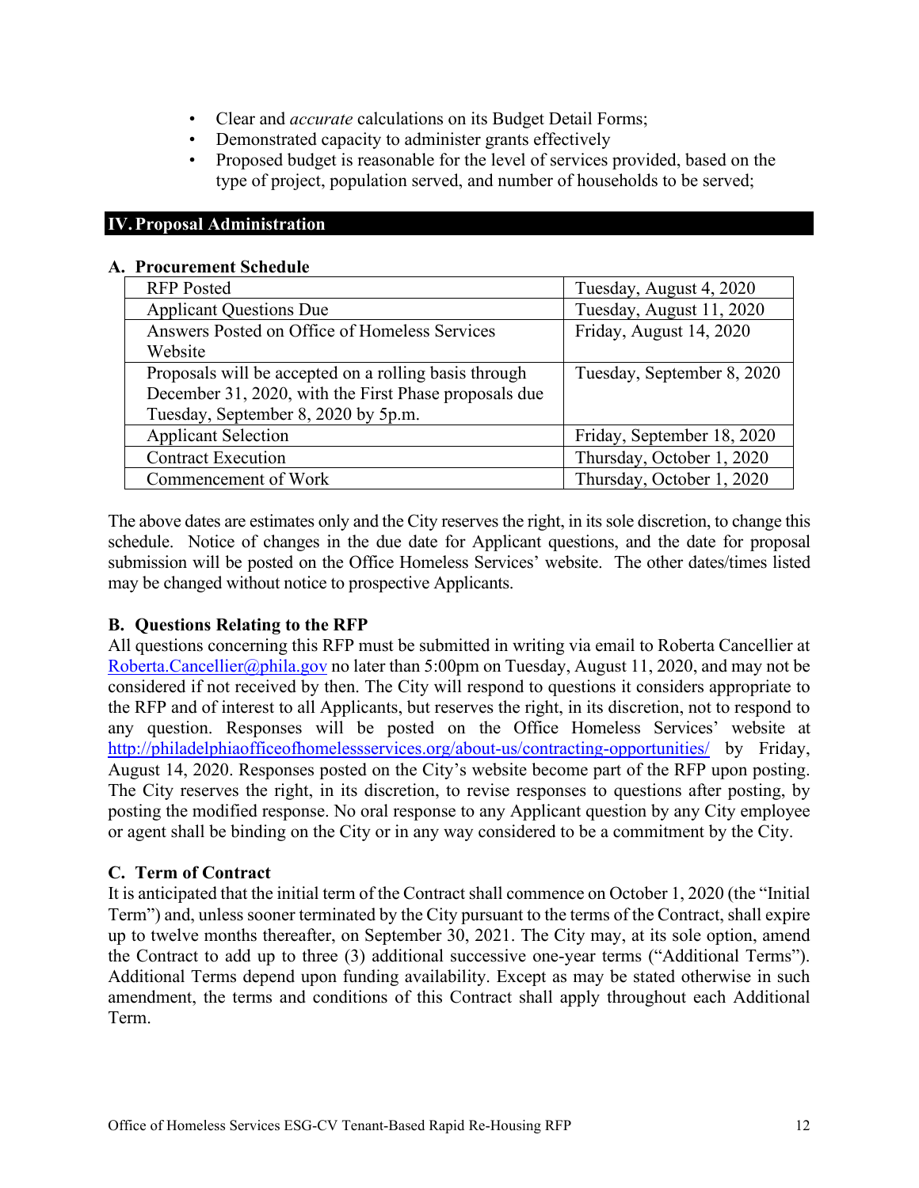- Clear and *accurate* calculations on its Budget Detail Forms;
- Demonstrated capacity to administer grants effectively
- Proposed budget is reasonable for the level of services provided, based on the type of project, population served, and number of households to be served;

## IV. Proposal Administration

### A. Procurement Schedule

| | |
|---|---|
| RFP Posted | Tuesday, August 4, 2020 |
| Applicant Questions Due | Tuesday, August 11, 2020 |
| Answers Posted on Office of Homeless Services Website | Friday, August 14, 2020 |
| Proposals will be accepted on a rolling basis through December 31, 2020, with the First Phase proposals due Tuesday, September 8, 2020 by 5p.m. | Tuesday, September 8, 2020 |
| Applicant Selection | Friday, September 18, 2020 |
| Contract Execution | Thursday, October 1, 2020 |
| Commencement of Work | Thursday, October 1, 2020 |

The above dates are estimates only and the City reserves the right, in its sole discretion, to change this schedule. Notice of changes in the due date for Applicant questions, and the date for proposal submission will be posted on the Office Homeless Services' website. The other dates/times listed may be changed without notice to prospective Applicants.

### B. Questions Relating to the RFP

All questions concerning this RFP must be submitted in writing via email to Roberta Cancellier at [Roberta.Cancellier@phila.gov](mailto:Roberta.Cancellier@phila.gov) no later than 5:00pm on Tuesday, August 11, 2020, and may not be considered if not received by then. The City will respond to questions it considers appropriate to the RFP and of interest to all Applicants, but reserves the right, in its discretion, not to respond to any question. Responses will be posted on the Office Homeless Services' website at [http://philadelphiaofficeofhomelessservices.org/about-us/contracting-opportunities/](http://philadelphiaofficeofhomelessservices.org/about-us/contracting-opportunities/) by Friday, August 14, 2020. Responses posted on the City's website become part of the RFP upon posting. The City reserves the right, in its discretion, to revise responses to questions after posting, by posting the modified response. No oral response to any Applicant question by any City employee or agent shall be binding on the City or in any way considered to be a commitment by the City.

### C. Term of Contract

It is anticipated that the initial term of the Contract shall commence on October 1, 2020 (the "Initial Term") and, unless sooner terminated by the City pursuant to the terms of the Contract, shall expire up to twelve months thereafter, on September 30, 2021. The City may, at its sole option, amend the Contract to add up to three (3) additional successive one-year terms ("Additional Terms"). Additional Terms depend upon funding availability. Except as may be stated otherwise in such amendment, the terms and conditions of this Contract shall apply throughout each Additional Term.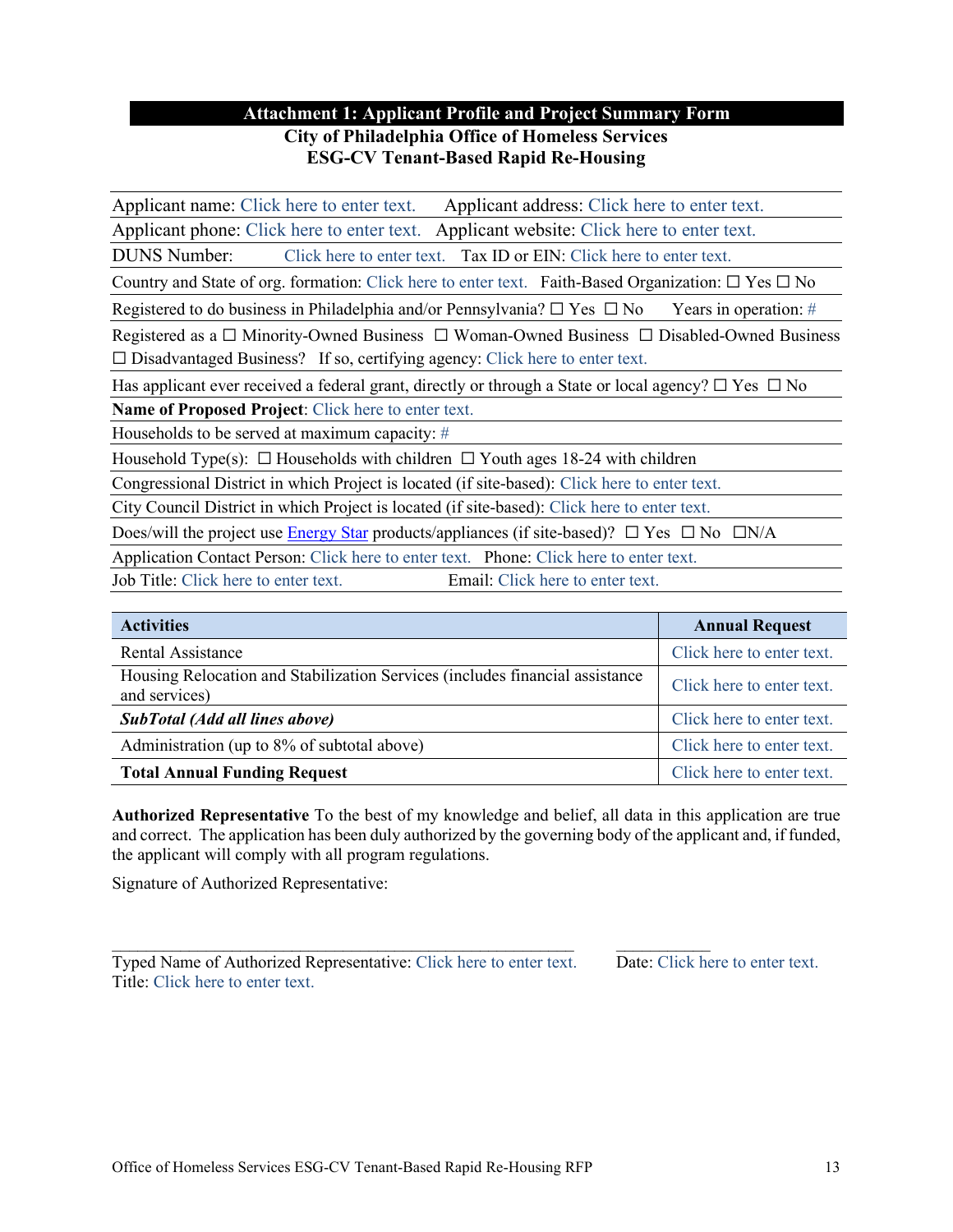# Attachment 1: Applicant Profile and Project Summary Form

## City of Philadelphia Office of Homeless Services
## ESG-CV Tenant-Based Rapid Re-Housing

Applicant name: Click here to enter text.  Applicant address: Click here to enter text.

Applicant phone: Click here to enter text.  Applicant website: Click here to enter text.

DUNS Number: Click here to enter text.  Tax ID or EIN: Click here to enter text.

Country and State of org. formation: Click here to enter text.  Faith-Based Organization: ☐ Yes ☐ No

Registered to do business in Philadelphia and/or Pennsylvania? ☐ Yes ☐ No  Years in operation: #

Registered as a ☐ Minority-Owned Business ☐ Woman-Owned Business ☐ Disabled-Owned Business ☐ Disadvantaged Business? If so, certifying agency: Click here to enter text.

Has applicant ever received a federal grant, directly or through a State or local agency? ☐ Yes ☐ No

**Name of Proposed Project**: Click here to enter text.

Households to be served at maximum capacity: #

Household Type(s): ☐ Households with children ☐ Youth ages 18-24 with children

Congressional District in which Project is located (if site-based): Click here to enter text.

City Council District in which Project is located (if site-based): Click here to enter text.

Does/will the project use Energy Star products/appliances (if site-based)? ☐ Yes ☐ No ☐N/A

Application Contact Person: Click here to enter text.  Phone: Click here to enter text.

Job Title: Click here to enter text.  Email: Click here to enter text.

| Activities | Annual Request |
|---|---|
| Rental Assistance | Click here to enter text. |
| Housing Relocation and Stabilization Services (includes financial assistance and services) | Click here to enter text. |
| ***SubTotal (Add all lines above)*** | Click here to enter text. |
| Administration (up to 8% of subtotal above) | Click here to enter text. |
| **Total Annual Funding Request** | Click here to enter text. |

**Authorized Representative** To the best of my knowledge and belief, all data in this application are true and correct. The application has been duly authorized by the governing body of the applicant and, if funded, the applicant will comply with all program regulations.

Signature of Authorized Representative:

_______________________________________________  ___________

Typed Name of Authorized Representative: Click here to enter text.  Date: Click here to enter text.

Title: Click here to enter text.